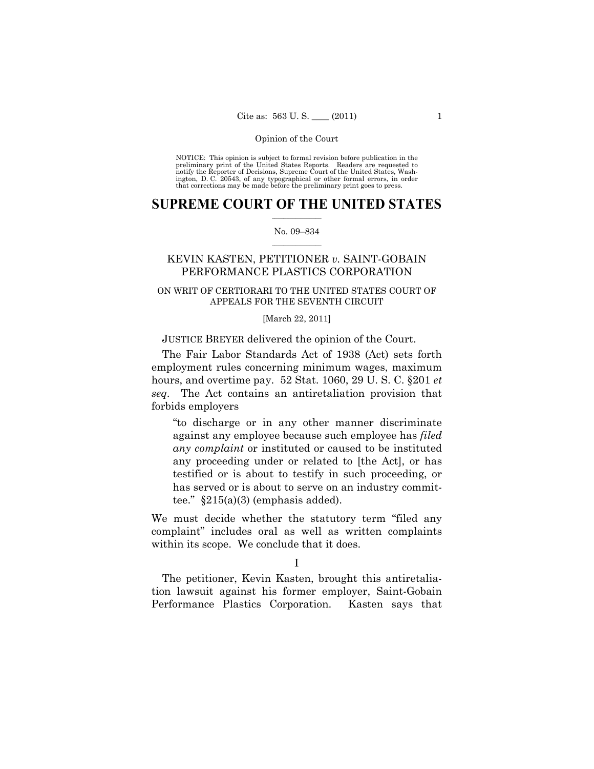NOTICE: This opinion is subject to formal revision before publication in the preliminary print of the United States Reports. Readers are requested to notify the Reporter of Decisions, Supreme Court of the United States, Washington, D. C. 20543, of any typographical or other formal errors, in order that corrections may be made before the preliminary print goes to press.

# SUPREME COURT OF THE UNITED STATES

No. 09–834

## KEVIN KASTEN, PETITIONER *v.* SAINT-GOBAIN PERFORMANCE PLASTICS CORPORATION

ON WRIT OF CERTIORARI TO THE UNITED STATES COURT OF APPEALS FOR THE SEVENTH CIRCUIT

[March 22, 2011]

JUSTICE BREYER delivered the opinion of the Court.

The Fair Labor Standards Act of 1938 (Act) sets forth employment rules concerning minimum wages, maximum hours, and overtime pay. 52 Stat. 1060, 29 U. S. C. §201 *et seq*. The Act contains an antiretaliation provision that forbids employers

> "to discharge or in any other manner discriminate against any employee because such employee has *filed any complaint* or instituted or caused to be instituted any proceeding under or related to [the Act], or has testified or is about to testify in such proceeding, or has served or is about to serve on an industry committee." §215(a)(3) (emphasis added).

We must decide whether the statutory term "filed any complaint" includes oral as well as written complaints within its scope. We conclude that it does.

## I

The petitioner, Kevin Kasten, brought this antiretaliation lawsuit against his former employer, Saint-Gobain Performance Plastics Corporation. Kasten says that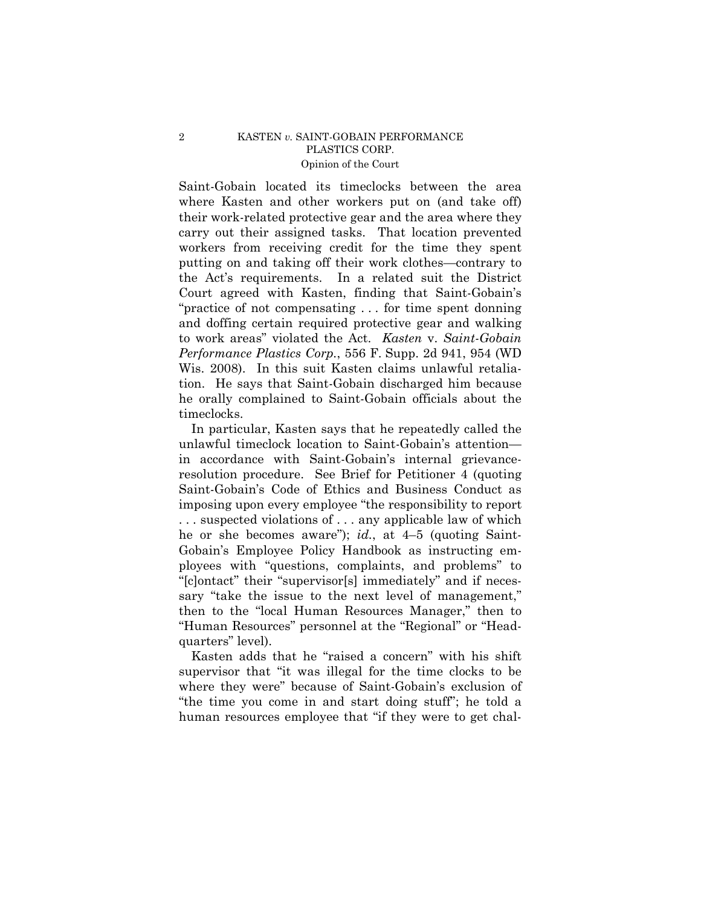Saint-Gobain located its timeclocks between the area where Kasten and other workers put on (and take off) their work-related protective gear and the area where they carry out their assigned tasks. That location prevented workers from receiving credit for the time they spent putting on and taking off their work clothes—contrary to the Act's requirements. In a related suit the District Court agreed with Kasten, finding that Saint-Gobain's "practice of not compensating . . . for time spent donning and doffing certain required protective gear and walking to work areas" violated the Act. *Kasten* v. *Saint-Gobain Performance Plastics Corp.*, 556 F. Supp. 2d 941, 954 (WD Wis. 2008). In this suit Kasten claims unlawful retaliation. He says that Saint-Gobain discharged him because he orally complained to Saint-Gobain officials about the timeclocks.

In particular, Kasten says that he repeatedly called the unlawful timeclock location to Saint-Gobain's attention—in accordance with Saint-Gobain's internal grievance-resolution procedure. See Brief for Petitioner 4 (quoting Saint-Gobain's Code of Ethics and Business Conduct as imposing upon every employee "the responsibility to report . . . suspected violations of . . . any applicable law of which he or she becomes aware"); *id.*, at 4–5 (quoting Saint-Gobain's Employee Policy Handbook as instructing employees with "questions, complaints, and problems" to "[c]ontact" their "supervisor[s] immediately" and if necessary "take the issue to the next level of management," then to the "local Human Resources Manager," then to "Human Resources" personnel at the "Regional" or "Headquarters" level).

Kasten adds that he "raised a concern" with his shift supervisor that "it was illegal for the time clocks to be where they were" because of Saint-Gobain's exclusion of "the time you come in and start doing stuff"; he told a human resources employee that "if they were to get chal-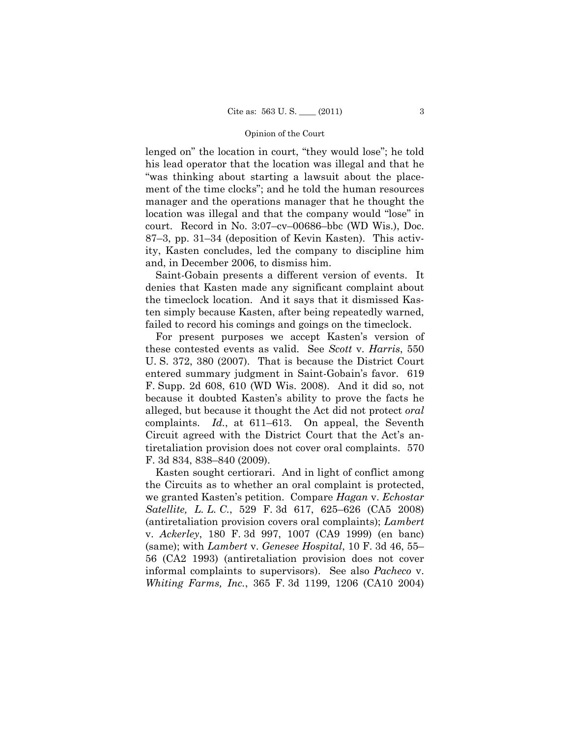lenged on" the location in court, "they would lose"; he told his lead operator that the location was illegal and that he "was thinking about starting a lawsuit about the placement of the time clocks"; and he told the human resources manager and the operations manager that he thought the location was illegal and that the company would "lose" in court. Record in No. 3:07–cv–00686–bbc (WD Wis.), Doc. 87–3, pp. 31–34 (deposition of Kevin Kasten). This activity, Kasten concludes, led the company to discipline him and, in December 2006, to dismiss him.

Saint-Gobain presents a different version of events. It denies that Kasten made any significant complaint about the timeclock location. And it says that it dismissed Kasten simply because Kasten, after being repeatedly warned, failed to record his comings and goings on the timeclock.

For present purposes we accept Kasten's version of these contested events as valid. See *Scott* v. *Harris*, 550 U. S. 372, 380 (2007). That is because the District Court entered summary judgment in Saint-Gobain's favor. 619 F. Supp. 2d 608, 610 (WD Wis. 2008). And it did so, not because it doubted Kasten's ability to prove the facts he alleged, but because it thought the Act did not protect *oral* complaints. *Id.*, at 611–613. On appeal, the Seventh Circuit agreed with the District Court that the Act's antiretaliation provision does not cover oral complaints. 570 F. 3d 834, 838–840 (2009).

Kasten sought certiorari. And in light of conflict among the Circuits as to whether an oral complaint is protected, we granted Kasten's petition. Compare *Hagan* v. *Echostar Satellite, L. L. C.*, 529 F. 3d 617, 625–626 (CA5 2008) (antiretaliation provision covers oral complaints); *Lambert* v. *Ackerley*, 180 F. 3d 997, 1007 (CA9 1999) (en banc) (same); with *Lambert* v. *Genesee Hospital*, 10 F. 3d 46, 55–56 (CA2 1993) (antiretaliation provision does not cover informal complaints to supervisors). See also *Pacheco* v. *Whiting Farms, Inc.*, 365 F. 3d 1199, 1206 (CA10 2004)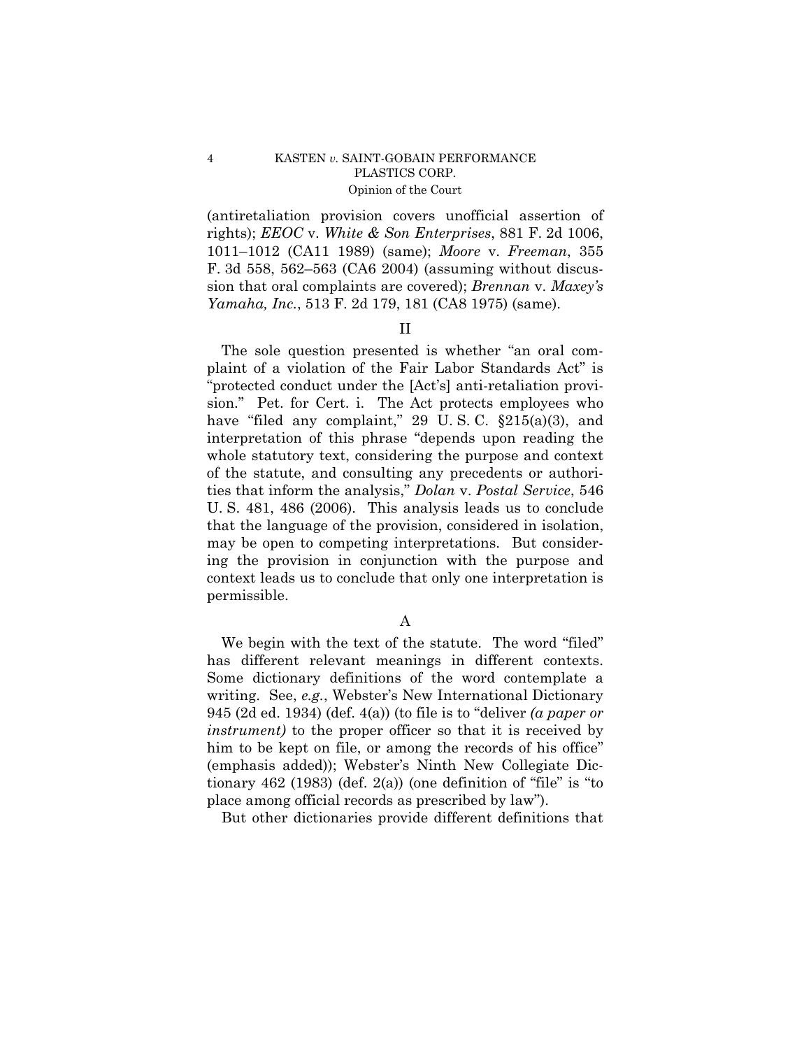(antiretaliation provision covers unofficial assertion of rights); *EEOC* v. *White & Son Enterprises*, 881 F. 2d 1006, 1011–1012 (CA11 1989) (same); *Moore* v. *Freeman*, 355 F. 3d 558, 562–563 (CA6 2004) (assuming without discussion that oral complaints are covered); *Brennan* v. *Maxey's Yamaha, Inc.*, 513 F. 2d 179, 181 (CA8 1975) (same).

## II

The sole question presented is whether "an oral complaint of a violation of the Fair Labor Standards Act" is "protected conduct under the [Act's] anti-retaliation provision." Pet. for Cert. i. The Act protects employees who have "filed any complaint," 29 U. S. C. §215(a)(3), and interpretation of this phrase "depends upon reading the whole statutory text, considering the purpose and context of the statute, and consulting any precedents or authorities that inform the analysis," *Dolan* v. *Postal Service*, 546 U. S. 481, 486 (2006). This analysis leads us to conclude that the language of the provision, considered in isolation, may be open to competing interpretations. But considering the provision in conjunction with the purpose and context leads us to conclude that only one interpretation is permissible.

### A

We begin with the text of the statute. The word "filed" has different relevant meanings in different contexts. Some dictionary definitions of the word contemplate a writing. See, *e.g.*, Webster's New International Dictionary 945 (2d ed. 1934) (def. 4(a)) (to file is to "deliver *(a paper or instrument)* to the proper officer so that it is received by him to be kept on file, or among the records of his office" (emphasis added)); Webster's Ninth New Collegiate Dictionary 462 (1983) (def. 2(a)) (one definition of "file" is "to place among official records as prescribed by law").

But other dictionaries provide different definitions that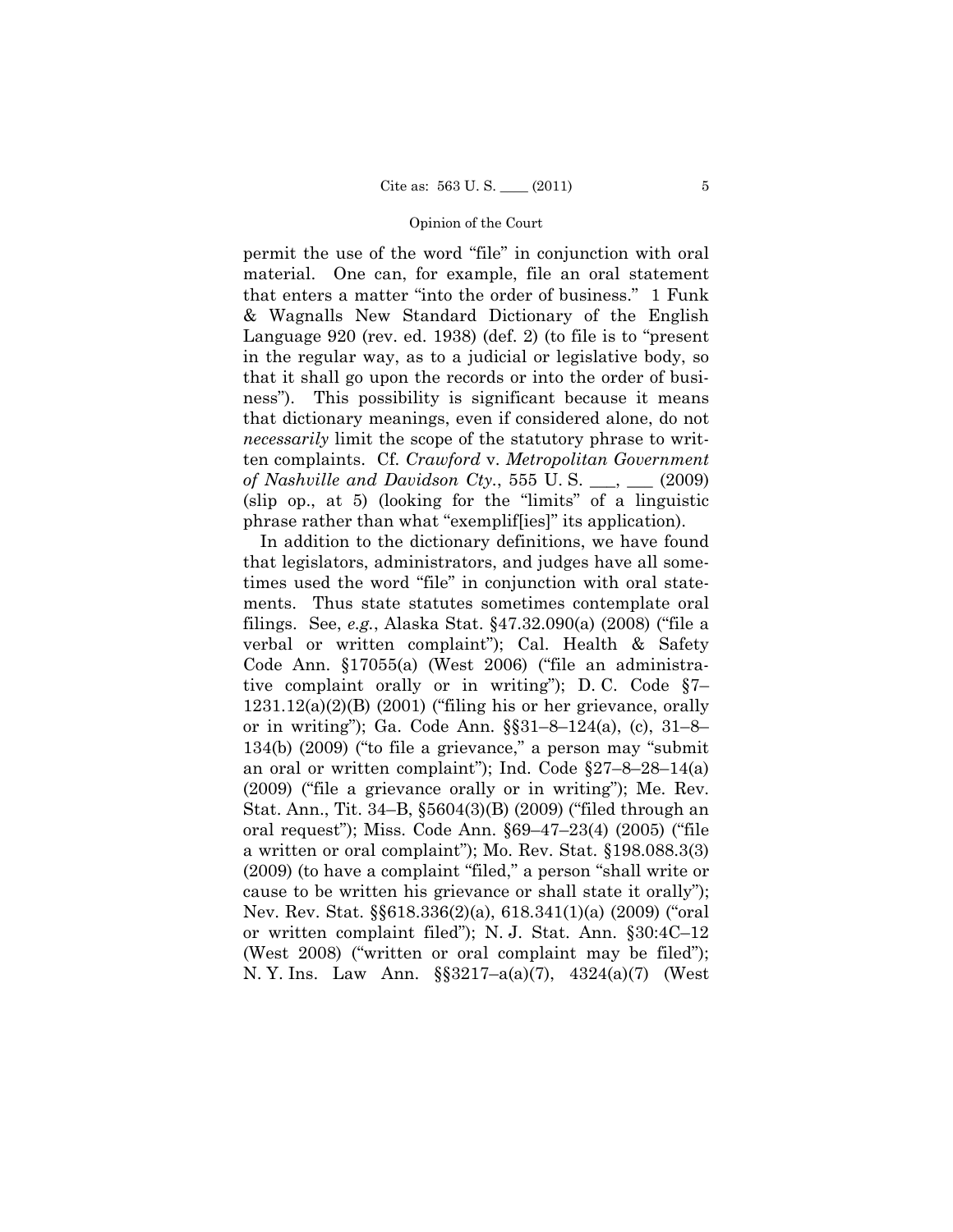permit the use of the word "file" in conjunction with oral material. One can, for example, file an oral statement that enters a matter "into the order of business." 1 Funk & Wagnalls New Standard Dictionary of the English Language 920 (rev. ed. 1938) (def. 2) (to file is to "present in the regular way, as to a judicial or legislative body, so that it shall go upon the records or into the order of business"). This possibility is significant because it means that dictionary meanings, even if considered alone, do not *necessarily* limit the scope of the statutory phrase to written complaints. Cf. *Crawford* v. *Metropolitan Government of Nashville and Davidson Cty.*, 555 U. S. ___, ___ (2009) (slip op., at 5) (looking for the "limits" of a linguistic phrase rather than what "exemplif[ies]" its application).

In addition to the dictionary definitions, we have found that legislators, administrators, and judges have all sometimes used the word "file" in conjunction with oral statements. Thus state statutes sometimes contemplate oral filings. See, *e.g.*, Alaska Stat. §47.32.090(a) (2008) ("file a verbal or written complaint"); Cal. Health & Safety Code Ann. §17055(a) (West 2006) ("file an administrative complaint orally or in writing"); D. C. Code §7–1231.12(a)(2)(B) (2001) ("filing his or her grievance, orally or in writing"); Ga. Code Ann. §§31–8–124(a), (c), 31–8–134(b) (2009) ("to file a grievance," a person may "submit an oral or written complaint"); Ind. Code §27–8–28–14(a) (2009) ("file a grievance orally or in writing"); Me. Rev. Stat. Ann., Tit. 34–B, §5604(3)(B) (2009) ("filed through an oral request"); Miss. Code Ann. §69–47–23(4) (2005) ("file a written or oral complaint"); Mo. Rev. Stat. §198.088.3(3) (2009) (to have a complaint "filed," a person "shall write or cause to be written his grievance or shall state it orally"); Nev. Rev. Stat. §§618.336(2)(a), 618.341(1)(a) (2009) ("oral or written complaint filed"); N. J. Stat. Ann. §30:4C–12 (West 2008) ("written or oral complaint may be filed"); N. Y. Ins. Law Ann. §§3217–a(a)(7), 4324(a)(7) (West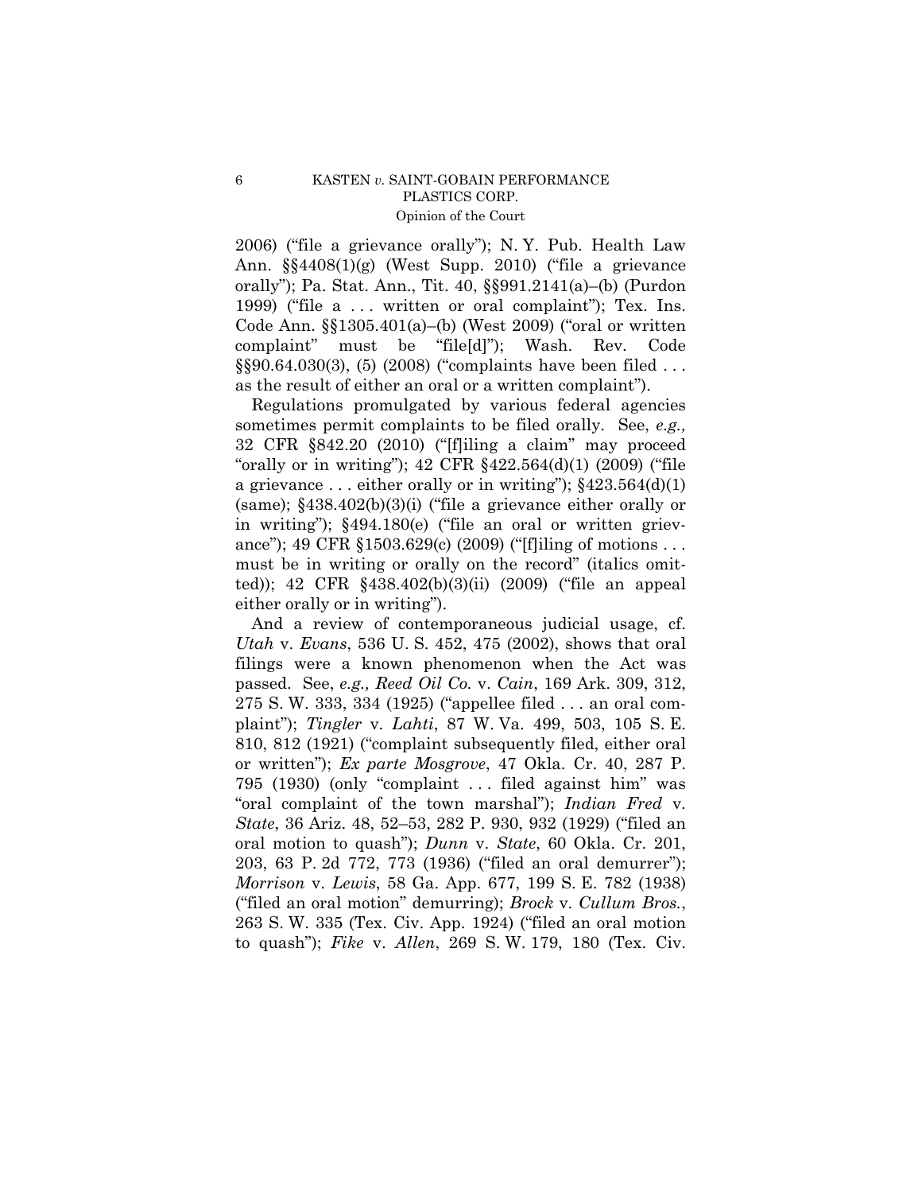2006) ("file a grievance orally"); N. Y. Pub. Health Law Ann. §§4408(1)(g) (West Supp. 2010) ("file a grievance orally"); Pa. Stat. Ann., Tit. 40, §§991.2141(a)–(b) (Purdon 1999) ("file a . . . written or oral complaint"); Tex. Ins. Code Ann. §§1305.401(a)–(b) (West 2009) ("oral or written complaint" must be "file[d]"); Wash. Rev. Code §§90.64.030(3), (5) (2008) ("complaints have been filed . . . as the result of either an oral or a written complaint").

Regulations promulgated by various federal agencies sometimes permit complaints to be filed orally. See, *e.g.,* 32 CFR §842.20 (2010) ("[f]iling a claim" may proceed "orally or in writing"); 42 CFR §422.564(d)(1) (2009) ("file a grievance . . . either orally or in writing"); §423.564(d)(1) (same); §438.402(b)(3)(i) ("file a grievance either orally or in writing"); §494.180(e) ("file an oral or written grievance"); 49 CFR §1503.629(c) (2009) ("[f]iling of motions . . . must be in writing or orally on the record" (italics omitted)); 42 CFR §438.402(b)(3)(ii) (2009) ("file an appeal either orally or in writing").

And a review of contemporaneous judicial usage, cf. *Utah* v. *Evans*, 536 U. S. 452, 475 (2002), shows that oral filings were a known phenomenon when the Act was passed. See, *e.g., Reed Oil Co.* v. *Cain*, 169 Ark. 309, 312, 275 S. W. 333, 334 (1925) ("appellee filed . . . an oral complaint"); *Tingler* v. *Lahti*, 87 W. Va. 499, 503, 105 S. E. 810, 812 (1921) ("complaint subsequently filed, either oral or written"); *Ex parte Mosgrove*, 47 Okla. Cr. 40, 287 P. 795 (1930) (only "complaint . . . filed against him" was "oral complaint of the town marshal"); *Indian Fred* v. *State*, 36 Ariz. 48, 52–53, 282 P. 930, 932 (1929) ("filed an oral motion to quash"); *Dunn* v. *State*, 60 Okla. Cr. 201, 203, 63 P. 2d 772, 773 (1936) ("filed an oral demurrer"); *Morrison* v. *Lewis*, 58 Ga. App. 677, 199 S. E. 782 (1938) ("filed an oral motion" demurring); *Brock* v. *Cullum Bros.*, 263 S. W. 335 (Tex. Civ. App. 1924) ("filed an oral motion to quash"); *Fike* v. *Allen*, 269 S. W. 179, 180 (Tex. Civ.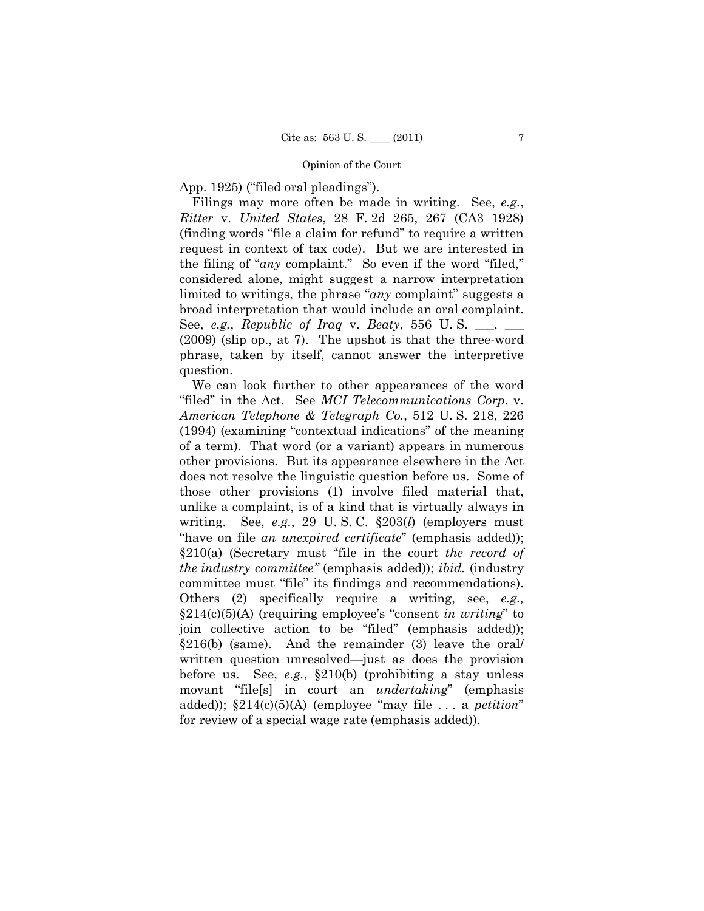App. 1925) ("filed oral pleadings").

Filings may more often be made in writing. See, *e.g.*, *Ritter* v. *United States*, 28 F. 2d 265, 267 (CA3 1928) (finding words "file a claim for refund" to require a written request in context of tax code). But we are interested in the filing of "*any* complaint." So even if the word "filed," considered alone, might suggest a narrow interpretation limited to writings, the phrase "*any* complaint" suggests a broad interpretation that would include an oral complaint. See, *e.g.*, *Republic of Iraq* v. *Beaty*, 556 U. S. \_\_\_, \_\_\_ (2009) (slip op., at 7). The upshot is that the three-word phrase, taken by itself, cannot answer the interpretive question.

We can look further to other appearances of the word "filed" in the Act. See *MCI Telecommunications Corp.* v. *American Telephone & Telegraph Co.*, 512 U. S. 218, 226 (1994) (examining "contextual indications" of the meaning of a term). That word (or a variant) appears in numerous other provisions. But its appearance elsewhere in the Act does not resolve the linguistic question before us. Some of those other provisions (1) involve filed material that, unlike a complaint, is of a kind that is virtually always in writing. See, *e.g.*, 29 U. S. C. §203(*l*) (employers must "have on file *an unexpired certificate*" (emphasis added)); §210(a) (Secretary must "file in the court *the record of the industry committee*" (emphasis added)); *ibid.* (industry committee must "file" its findings and recommendations). Others (2) specifically require a writing, see, *e.g.,* §214(c)(5)(A) (requiring employee's "consent *in writing*" to join collective action to be "filed" (emphasis added)); §216(b) (same). And the remainder (3) leave the oral/written question unresolved—just as does the provision before us. See, *e.g.*, §210(b) (prohibiting a stay unless movant "file[s] in court an *undertaking*" (emphasis added)); §214(c)(5)(A) (employee "may file . . . a *petition*" for review of a special wage rate (emphasis added)).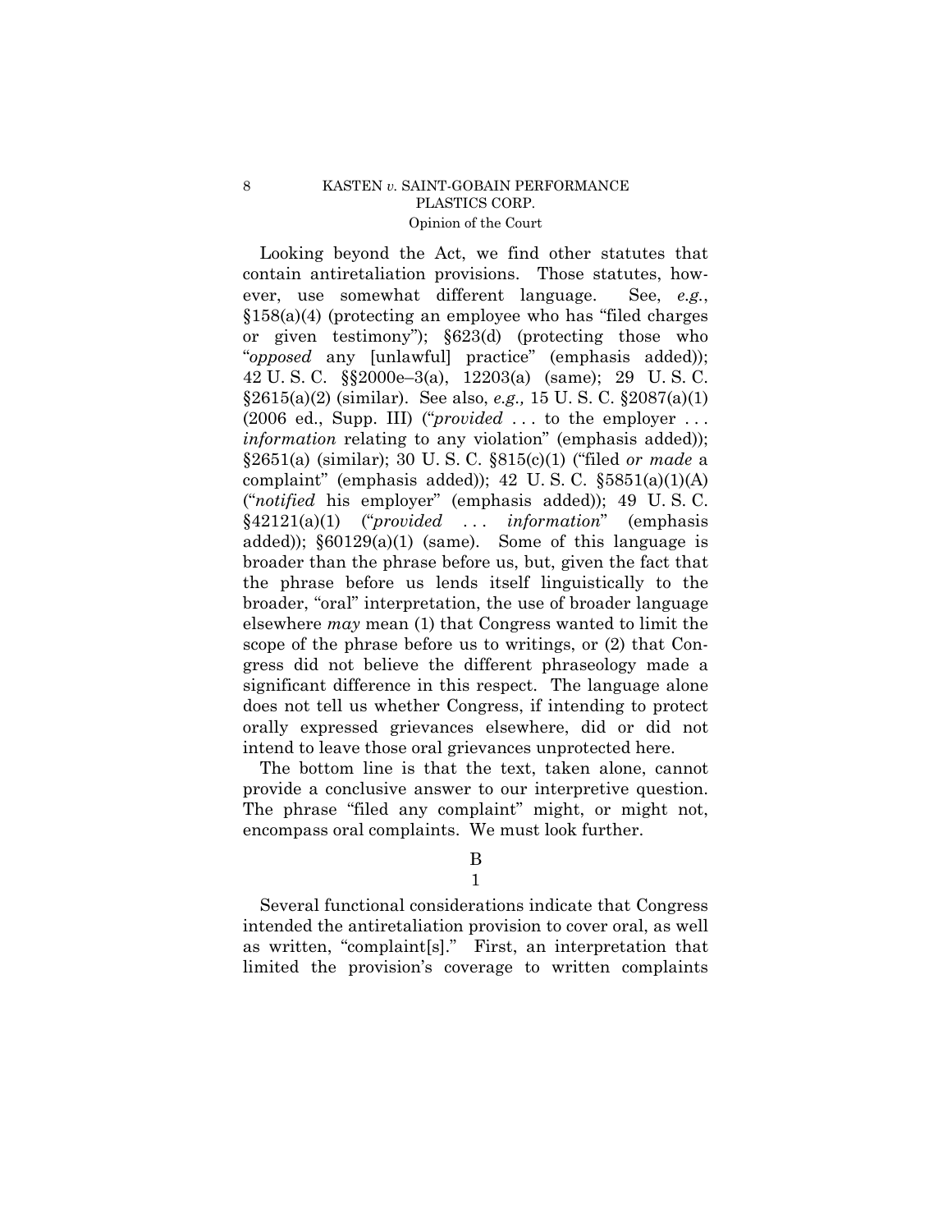Looking beyond the Act, we find other statutes that contain antiretaliation provisions. Those statutes, however, use somewhat different language. See, *e.g.*, §158(a)(4) (protecting an employee who has "filed charges or given testimony"); §623(d) (protecting those who "*opposed* any [unlawful] practice" (emphasis added)); 42 U. S. C. §§2000e–3(a), 12203(a) (same); 29 U. S. C. §2615(a)(2) (similar). See also, *e.g.,* 15 U. S. C. §2087(a)(1) (2006 ed., Supp. III) ("*provided* . . . to the employer . . . *information* relating to any violation" (emphasis added)); §2651(a) (similar); 30 U. S. C. §815(c)(1) ("filed *or made* a complaint" (emphasis added)); 42 U. S. C. §5851(a)(1)(A) ("*notified* his employer" (emphasis added)); 49 U. S. C. §42121(a)(1) ("*provided* . . . *information*" (emphasis added)); §60129(a)(1) (same). Some of this language is broader than the phrase before us, but, given the fact that the phrase before us lends itself linguistically to the broader, "oral" interpretation, the use of broader language elsewhere *may* mean (1) that Congress wanted to limit the scope of the phrase before us to writings, or (2) that Congress did not believe the different phraseology made a significant difference in this respect. The language alone does not tell us whether Congress, if intending to protect orally expressed grievances elsewhere, did or did not intend to leave those oral grievances unprotected here.

The bottom line is that the text, taken alone, cannot provide a conclusive answer to our interpretive question. The phrase "filed any complaint" might, or might not, encompass oral complaints. We must look further.

## B

### 1

Several functional considerations indicate that Congress intended the antiretaliation provision to cover oral, as well as written, "complaint[s]." First, an interpretation that limited the provision's coverage to written complaints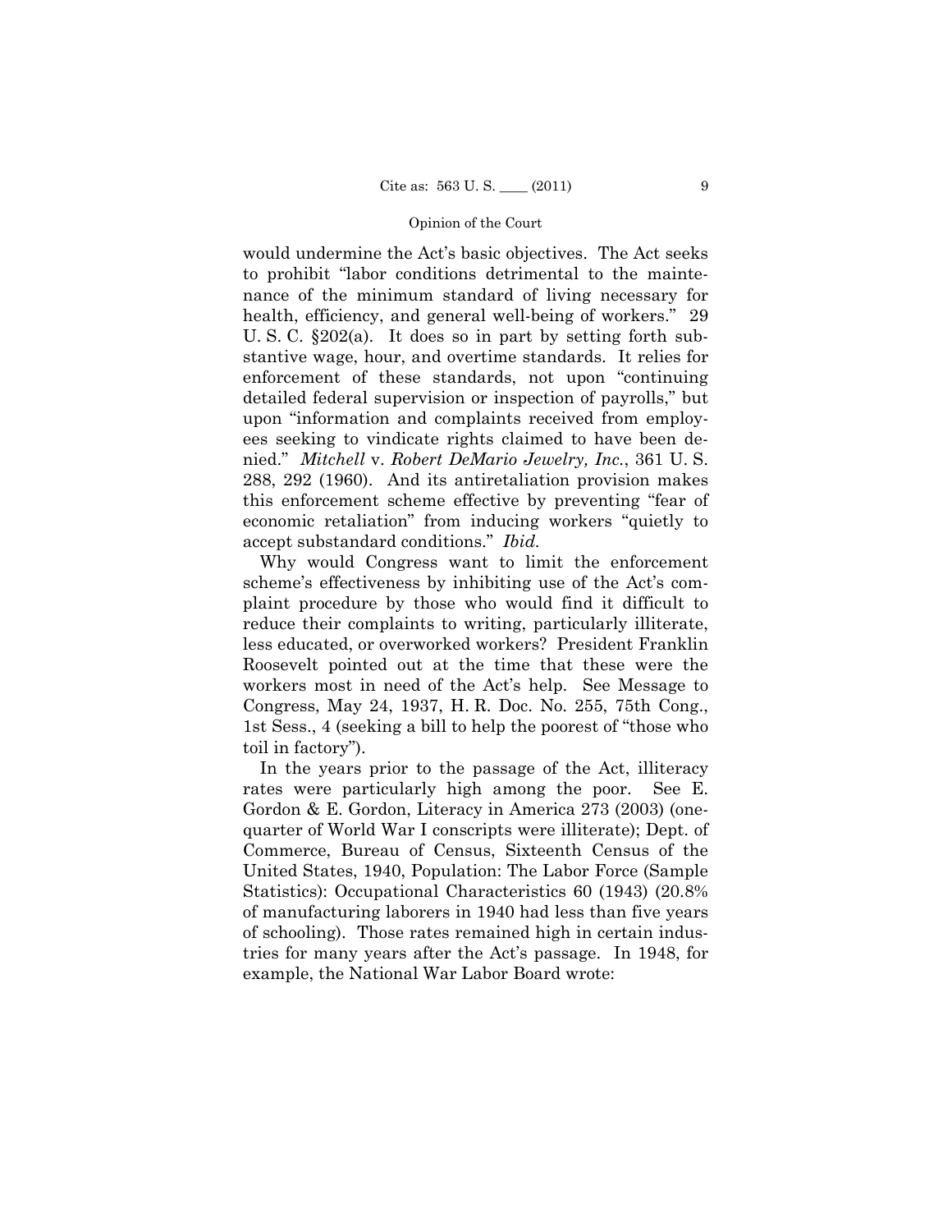would undermine the Act's basic objectives. The Act seeks to prohibit "labor conditions detrimental to the maintenance of the minimum standard of living necessary for health, efficiency, and general well-being of workers." 29 U. S. C. §202(a). It does so in part by setting forth substantive wage, hour, and overtime standards. It relies for enforcement of these standards, not upon "continuing detailed federal supervision or inspection of payrolls," but upon "information and complaints received from employees seeking to vindicate rights claimed to have been denied." *Mitchell* v. *Robert DeMario Jewelry, Inc.*, 361 U. S. 288, 292 (1960). And its antiretaliation provision makes this enforcement scheme effective by preventing "fear of economic retaliation" from inducing workers "quietly to accept substandard conditions." *Ibid.*

Why would Congress want to limit the enforcement scheme's effectiveness by inhibiting use of the Act's complaint procedure by those who would find it difficult to reduce their complaints to writing, particularly illiterate, less educated, or overworked workers? President Franklin Roosevelt pointed out at the time that these were the workers most in need of the Act's help. See Message to Congress, May 24, 1937, H. R. Doc. No. 255, 75th Cong., 1st Sess., 4 (seeking a bill to help the poorest of "those who toil in factory").

In the years prior to the passage of the Act, illiteracy rates were particularly high among the poor. See E. Gordon & E. Gordon, Literacy in America 273 (2003) (one-quarter of World War I conscripts were illiterate); Dept. of Commerce, Bureau of Census, Sixteenth Census of the United States, 1940, Population: The Labor Force (Sample Statistics): Occupational Characteristics 60 (1943) (20.8% of manufacturing laborers in 1940 had less than five years of schooling). Those rates remained high in certain industries for many years after the Act's passage. In 1948, for example, the National War Labor Board wrote: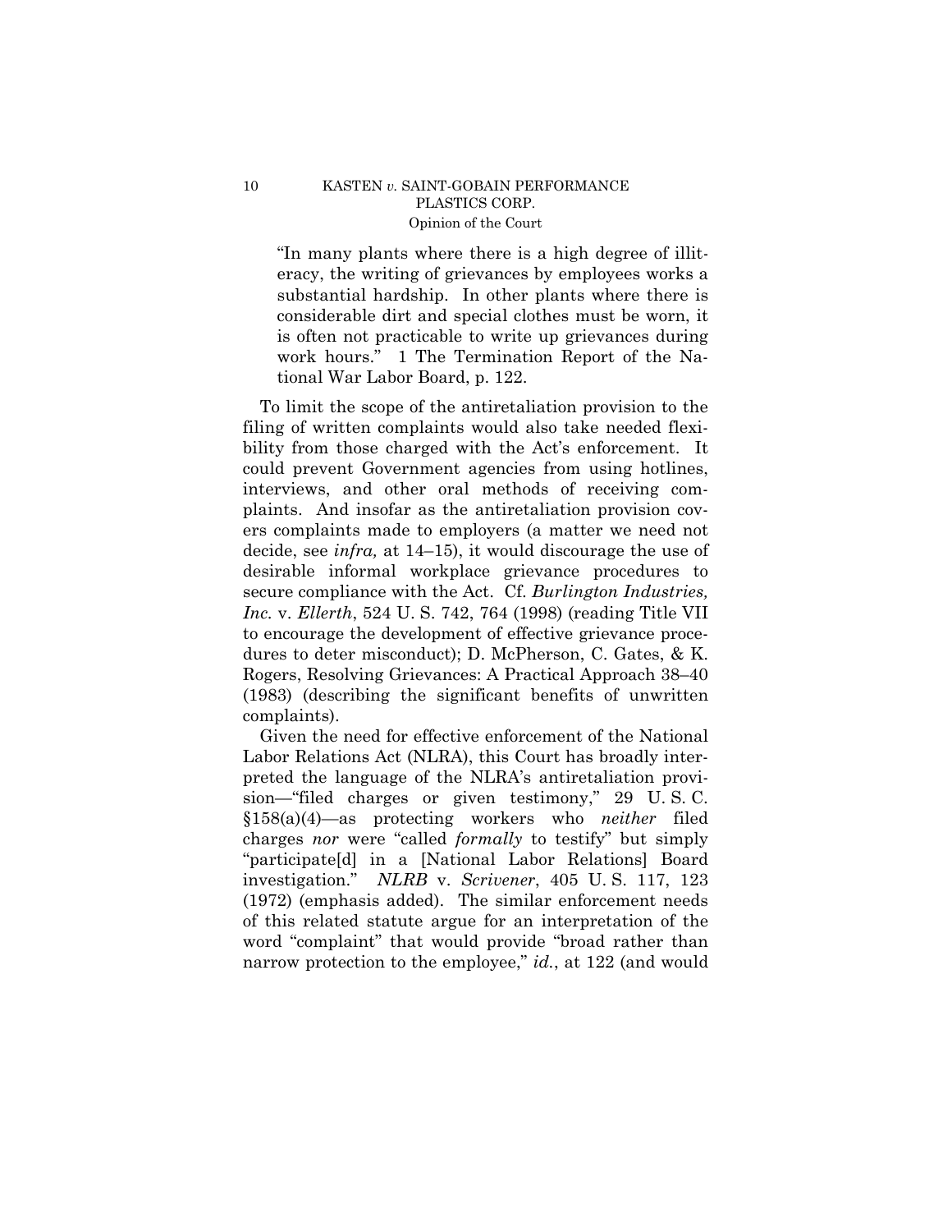> "In many plants where there is a high degree of illiteracy, the writing of grievances by employees works a substantial hardship. In other plants where there is considerable dirt and special clothes must be worn, it is often not practicable to write up grievances during work hours." 1 The Termination Report of the National War Labor Board, p. 122.

To limit the scope of the antiretaliation provision to the filing of written complaints would also take needed flexibility from those charged with the Act's enforcement. It could prevent Government agencies from using hotlines, interviews, and other oral methods of receiving complaints. And insofar as the antiretaliation provision covers complaints made to employers (a matter we need not decide, see *infra,* at 14–15), it would discourage the use of desirable informal workplace grievance procedures to secure compliance with the Act. Cf. *Burlington Industries, Inc.* v. *Ellerth*, 524 U. S. 742, 764 (1998) (reading Title VII to encourage the development of effective grievance procedures to deter misconduct); D. McPherson, C. Gates, & K. Rogers, Resolving Grievances: A Practical Approach 38–40 (1983) (describing the significant benefits of unwritten complaints).

Given the need for effective enforcement of the National Labor Relations Act (NLRA), this Court has broadly interpreted the language of the NLRA's antiretaliation provision—"filed charges or given testimony," 29 U. S. C. §158(a)(4)—as protecting workers who *neither* filed charges *nor* were "called *formally* to testify" but simply "participate[d] in a [National Labor Relations] Board investigation." *NLRB* v. *Scrivener*, 405 U. S. 117, 123 (1972) (emphasis added). The similar enforcement needs of this related statute argue for an interpretation of the word "complaint" that would provide "broad rather than narrow protection to the employee," *id.*, at 122 (and would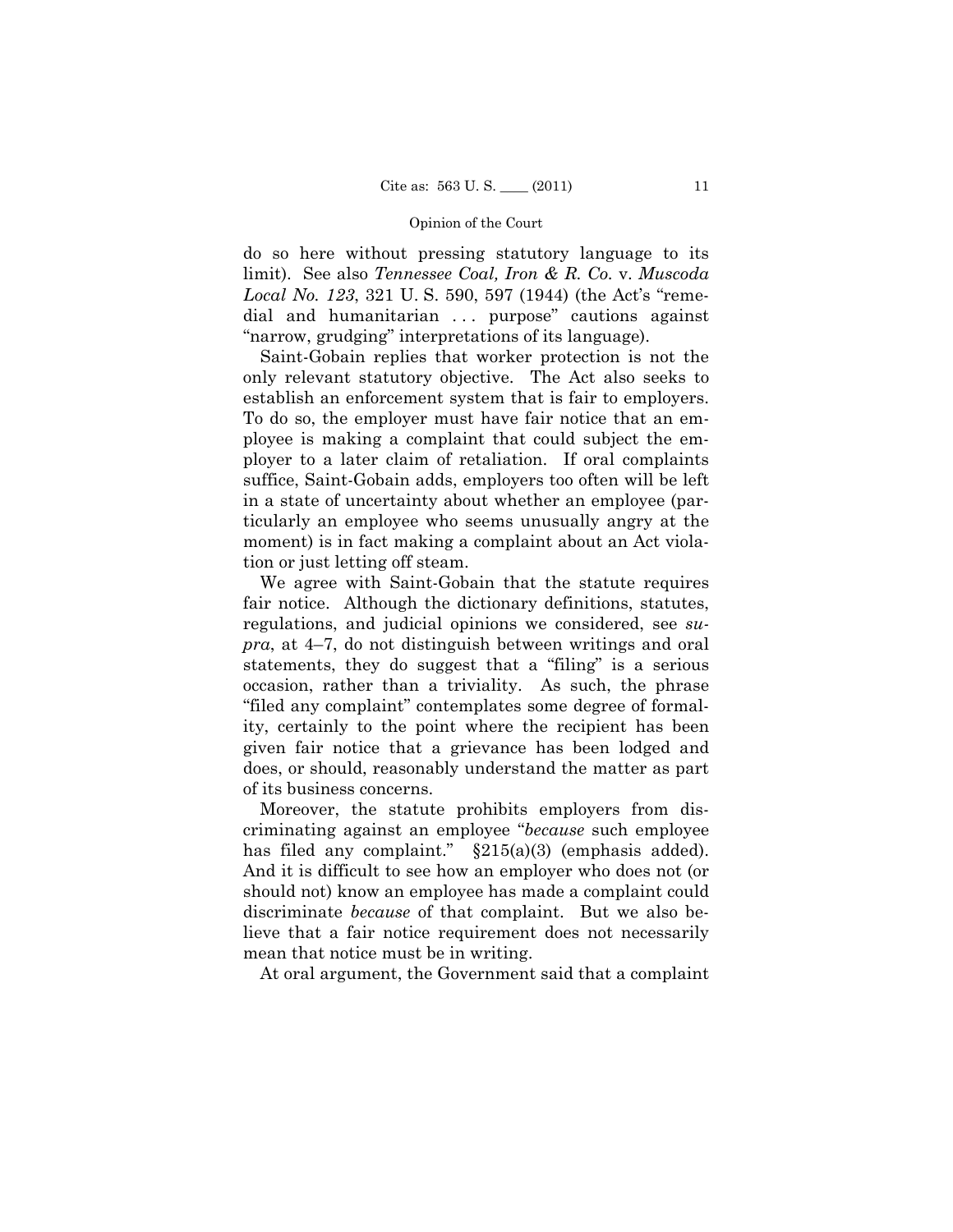do so here without pressing statutory language to its limit). See also *Tennessee Coal, Iron & R. Co.* v. *Muscoda Local No. 123*, 321 U. S. 590, 597 (1944) (the Act's "remedial and humanitarian . . . purpose" cautions against "narrow, grudging" interpretations of its language).

Saint-Gobain replies that worker protection is not the only relevant statutory objective. The Act also seeks to establish an enforcement system that is fair to employers. To do so, the employer must have fair notice that an employee is making a complaint that could subject the employer to a later claim of retaliation. If oral complaints suffice, Saint-Gobain adds, employers too often will be left in a state of uncertainty about whether an employee (particularly an employee who seems unusually angry at the moment) is in fact making a complaint about an Act violation or just letting off steam.

We agree with Saint-Gobain that the statute requires fair notice. Although the dictionary definitions, statutes, regulations, and judicial opinions we considered, see *supra*, at 4–7, do not distinguish between writings and oral statements, they do suggest that a "filing" is a serious occasion, rather than a triviality. As such, the phrase "filed any complaint" contemplates some degree of formality, certainly to the point where the recipient has been given fair notice that a grievance has been lodged and does, or should, reasonably understand the matter as part of its business concerns.

Moreover, the statute prohibits employers from discriminating against an employee "*because* such employee has filed any complaint." §215(a)(3) (emphasis added). And it is difficult to see how an employer who does not (or should not) know an employee has made a complaint could discriminate *because* of that complaint. But we also believe that a fair notice requirement does not necessarily mean that notice must be in writing.

At oral argument, the Government said that a complaint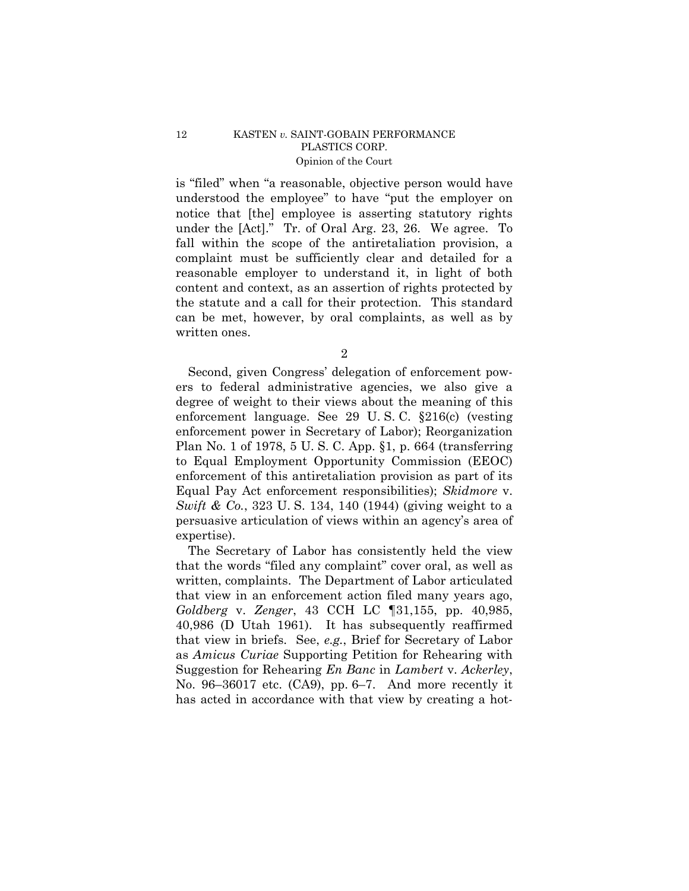is "filed" when "a reasonable, objective person would have understood the employee" to have "put the employer on notice that [the] employee is asserting statutory rights under the [Act]." Tr. of Oral Arg. 23, 26. We agree. To fall within the scope of the antiretaliation provision, a complaint must be sufficiently clear and detailed for a reasonable employer to understand it, in light of both content and context, as an assertion of rights protected by the statute and a call for their protection. This standard can be met, however, by oral complaints, as well as by written ones.

2

Second, given Congress' delegation of enforcement powers to federal administrative agencies, we also give a degree of weight to their views about the meaning of this enforcement language. See 29 U. S. C. §216(c) (vesting enforcement power in Secretary of Labor); Reorganization Plan No. 1 of 1978, 5 U. S. C. App. §1, p. 664 (transferring to Equal Employment Opportunity Commission (EEOC) enforcement of this antiretaliation provision as part of its Equal Pay Act enforcement responsibilities); *Skidmore* v. *Swift & Co.*, 323 U. S. 134, 140 (1944) (giving weight to a persuasive articulation of views within an agency's area of expertise).

The Secretary of Labor has consistently held the view that the words "filed any complaint" cover oral, as well as written, complaints. The Department of Labor articulated that view in an enforcement action filed many years ago, *Goldberg* v. *Zenger*, 43 CCH LC ¶31,155, pp. 40,985, 40,986 (D Utah 1961). It has subsequently reaffirmed that view in briefs. See, *e.g.*, Brief for Secretary of Labor as *Amicus Curiae* Supporting Petition for Rehearing with Suggestion for Rehearing *En Banc* in *Lambert* v. *Ackerley*, No. 96–36017 etc. (CA9), pp. 6–7. And more recently it has acted in accordance with that view by creating a hot-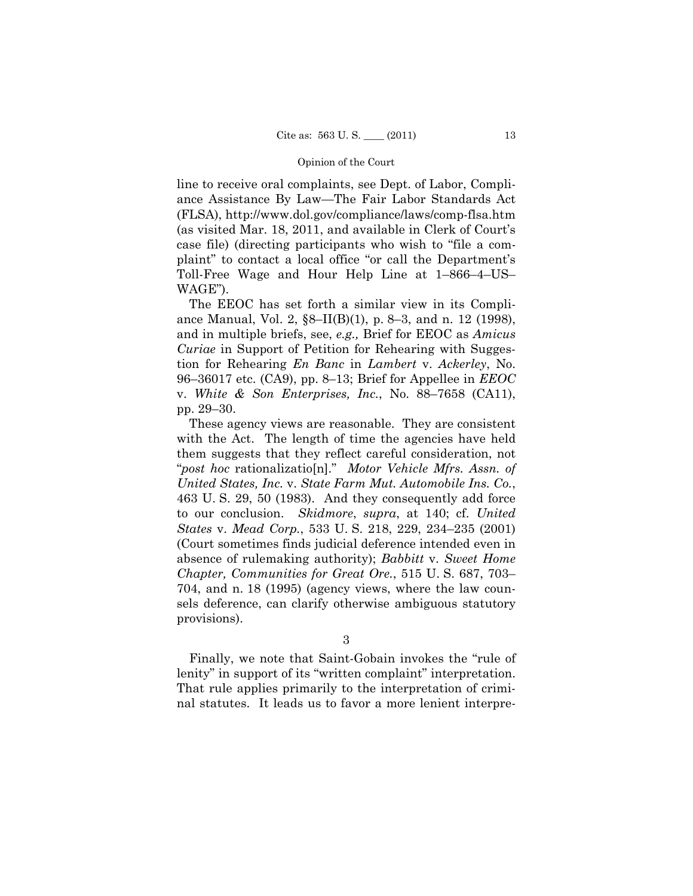line to receive oral complaints, see Dept. of Labor, Compliance Assistance By Law—The Fair Labor Standards Act (FLSA), http://www.dol.gov/compliance/laws/comp-flsa.htm (as visited Mar. 18, 2011, and available in Clerk of Court's case file) (directing participants who wish to "file a complaint" to contact a local office "or call the Department's Toll-Free Wage and Hour Help Line at 1–866–4–US–WAGE").

The EEOC has set forth a similar view in its Compliance Manual, Vol. 2, §8–II(B)(1), p. 8–3, and n. 12 (1998), and in multiple briefs, see, *e.g.,* Brief for EEOC as *Amicus Curiae* in Support of Petition for Rehearing with Suggestion for Rehearing *En Banc* in *Lambert* v. *Ackerley*, No. 96–36017 etc. (CA9), pp. 8–13; Brief for Appellee in *EEOC* v. *White & Son Enterprises, Inc.*, No. 88–7658 (CA11), pp. 29–30.

These agency views are reasonable. They are consistent with the Act. The length of time the agencies have held them suggests that they reflect careful consideration, not "*post hoc* rationalizatio[n]." *Motor Vehicle Mfrs. Assn. of United States, Inc.* v. *State Farm Mut. Automobile Ins. Co.*, 463 U. S. 29, 50 (1983). And they consequently add force to our conclusion. *Skidmore*, *supra*, at 140; cf. *United States* v. *Mead Corp.*, 533 U. S. 218, 229, 234–235 (2001) (Court sometimes finds judicial deference intended even in absence of rulemaking authority); *Babbitt* v. *Sweet Home Chapter, Communities for Great Ore.*, 515 U. S. 687, 703–704, and n. 18 (1995) (agency views, where the law counsels deference, can clarify otherwise ambiguous statutory provisions).

3

Finally, we note that Saint-Gobain invokes the "rule of lenity" in support of its "written complaint" interpretation. That rule applies primarily to the interpretation of criminal statutes. It leads us to favor a more lenient interpre-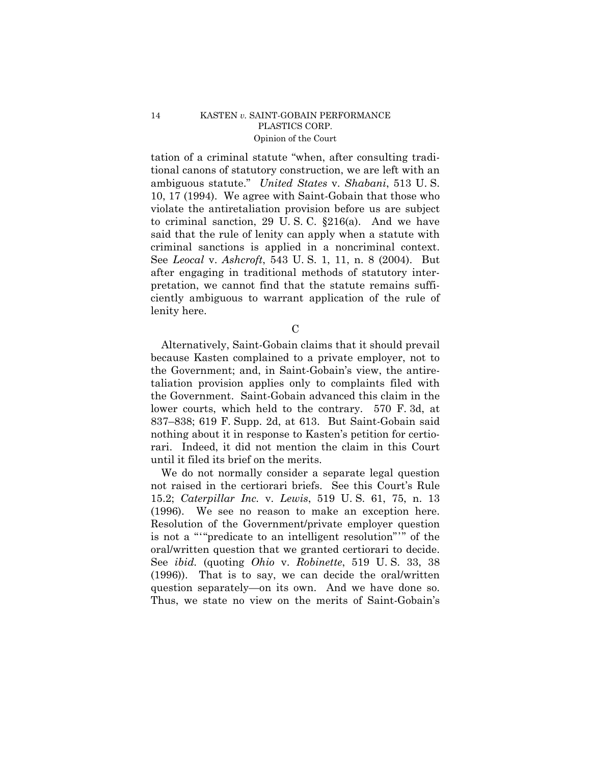tation of a criminal statute "when, after consulting traditional canons of statutory construction, we are left with an ambiguous statute." *United States* v. *Shabani*, 513 U. S. 10, 17 (1994). We agree with Saint-Gobain that those who violate the antiretaliation provision before us are subject to criminal sanction, 29 U. S. C. §216(a). And we have said that the rule of lenity can apply when a statute with criminal sanctions is applied in a noncriminal context. See *Leocal* v. *Ashcroft*, 543 U. S. 1, 11, n. 8 (2004). But after engaging in traditional methods of statutory interpretation, we cannot find that the statute remains sufficiently ambiguous to warrant application of the rule of lenity here.

### C

Alternatively, Saint-Gobain claims that it should prevail because Kasten complained to a private employer, not to the Government; and, in Saint-Gobain's view, the antiretaliation provision applies only to complaints filed with the Government. Saint-Gobain advanced this claim in the lower courts, which held to the contrary. 570 F. 3d, at 837–838; 619 F. Supp. 2d, at 613. But Saint-Gobain said nothing about it in response to Kasten's petition for certiorari. Indeed, it did not mention the claim in this Court until it filed its brief on the merits.

We do not normally consider a separate legal question not raised in the certiorari briefs. See this Court's Rule 15.2; *Caterpillar Inc.* v. *Lewis*, 519 U. S. 61, 75, n. 13 (1996). We see no reason to make an exception here. Resolution of the Government/private employer question is not a "'"predicate to an intelligent resolution"'" of the oral/written question that we granted certiorari to decide. See *ibid.* (quoting *Ohio* v. *Robinette*, 519 U. S. 33, 38 (1996)). That is to say, we can decide the oral/written question separately—on its own. And we have done so. Thus, we state no view on the merits of Saint-Gobain's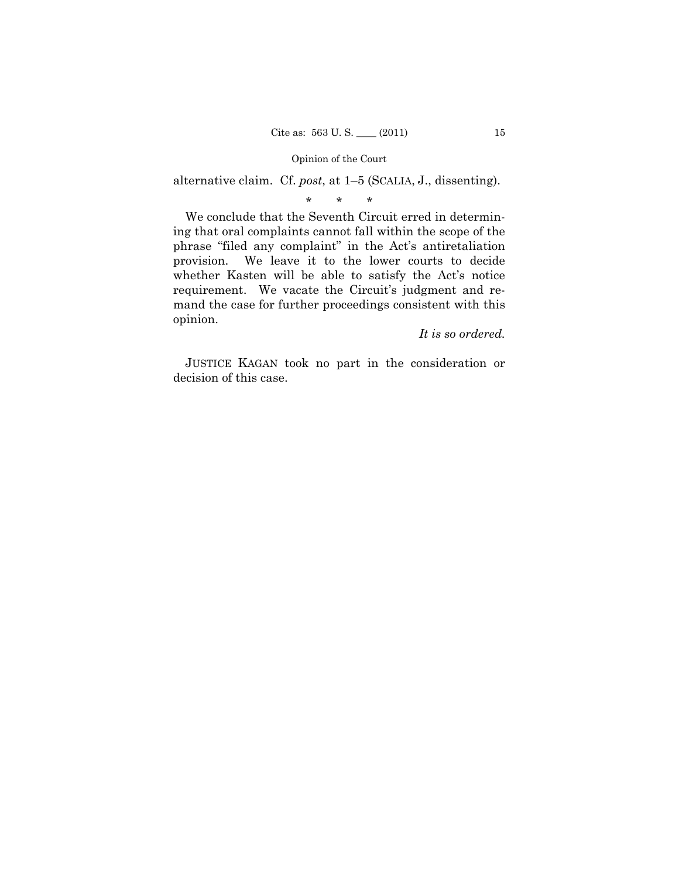alternative claim. Cf. *post*, at 1–5 (SCALIA, J., dissenting).

\* \* \*

We conclude that the Seventh Circuit erred in determining that oral complaints cannot fall within the scope of the phrase "filed any complaint" in the Act's antiretaliation provision. We leave it to the lower courts to decide whether Kasten will be able to satisfy the Act's notice requirement. We vacate the Circuit's judgment and remand the case for further proceedings consistent with this opinion.

*It is so ordered.*

JUSTICE KAGAN took no part in the consideration or decision of this case.